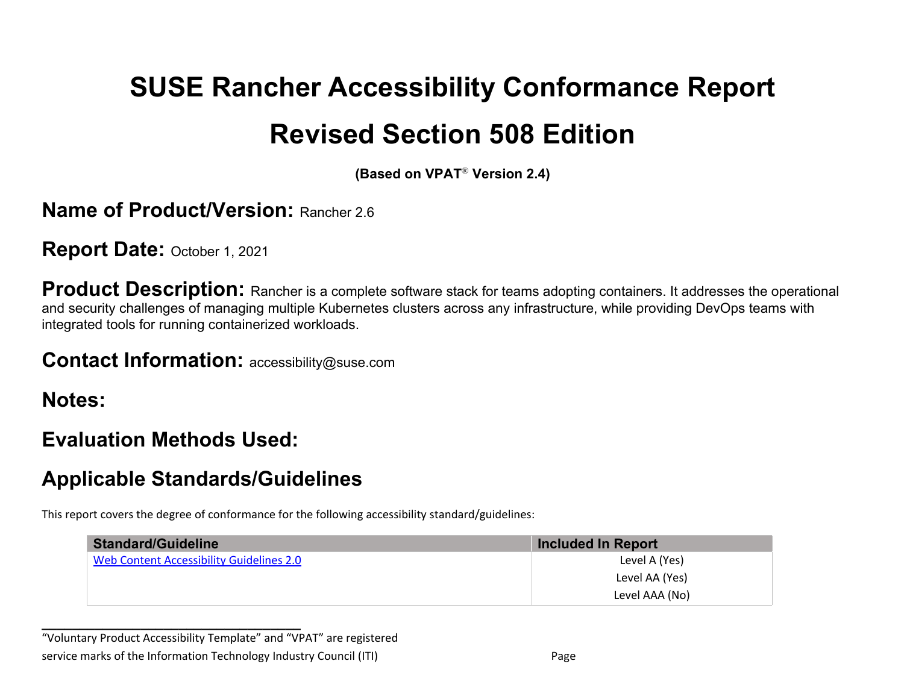# SUSE Rancher Accessibility Conformance Report

# Revised Section 508 Edition

**(Based on VPAT® Version 2.4)**

## Name of Product/Version: Rancher 2.6

## Report Date: October 1, 2021

## Product Description: Rancher is a complete software stack for teams adopting containers. It addresses the operational and security challenges of managing multiple Kubernetes clusters across any infrastructure, while providing DevOps teams with integrated tools for running containerized workloads.

## Contact Information: accessibility@suse.com

## Notes:

## Evaluation Methods Used:

## Applicable Standards/Guidelines

This report covers the degree of conformance for the following accessibility standard/guidelines:

| Standard/Guideline | Included In Report |
| --- | --- |
| [Web Content Accessibility Guidelines 2.0]() | Level A (Yes)<br>Level AA (Yes)<br>Level AAA (No) |

"Voluntary Product Accessibility Template" and "VPAT" are registered service marks of the Information Technology Industry Council (ITI)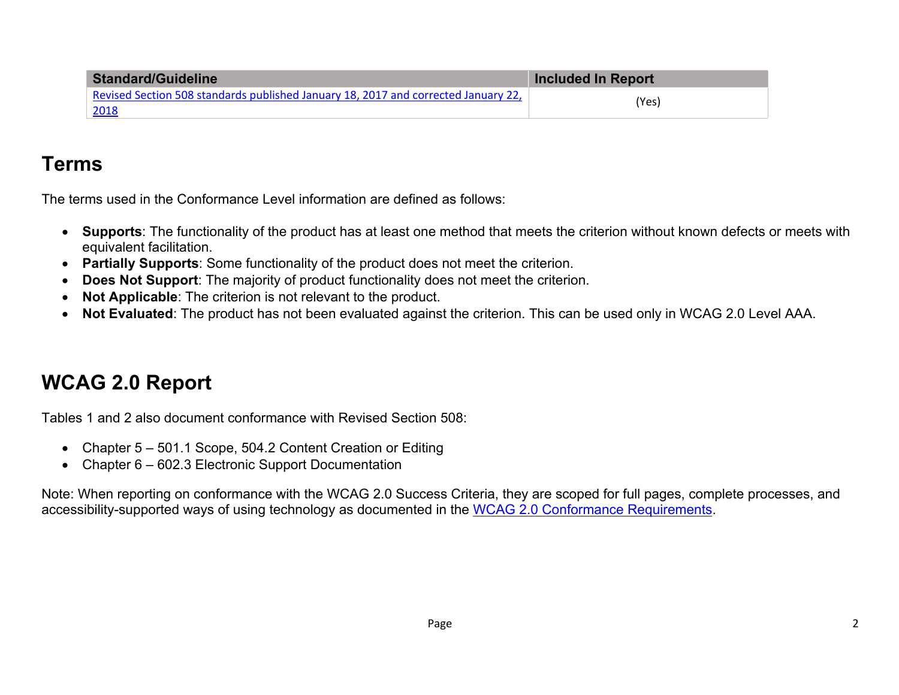| Standard/Guideline | Included In Report |
| --- | --- |
| [Revised Section 508 standards published January 18, 2017 and corrected January 22, 2018]() | (Yes) |

## Terms

The terms used in the Conformance Level information are defined as follows:

- **Supports**: The functionality of the product has at least one method that meets the criterion without known defects or meets with equivalent facilitation.
- **Partially Supports**: Some functionality of the product does not meet the criterion.
- **Does Not Support**: The majority of product functionality does not meet the criterion.
- **Not Applicable**: The criterion is not relevant to the product.
- **Not Evaluated**: The product has not been evaluated against the criterion. This can be used only in WCAG 2.0 Level AAA.

## WCAG 2.0 Report

Tables 1 and 2 also document conformance with Revised Section 508:

- Chapter 5 – 501.1 Scope, 504.2 Content Creation or Editing
- Chapter 6 – 602.3 Electronic Support Documentation

Note: When reporting on conformance with the WCAG 2.0 Success Criteria, they are scoped for full pages, complete processes, and accessibility-supported ways of using technology as documented in the [WCAG 2.0 Conformance Requirements]().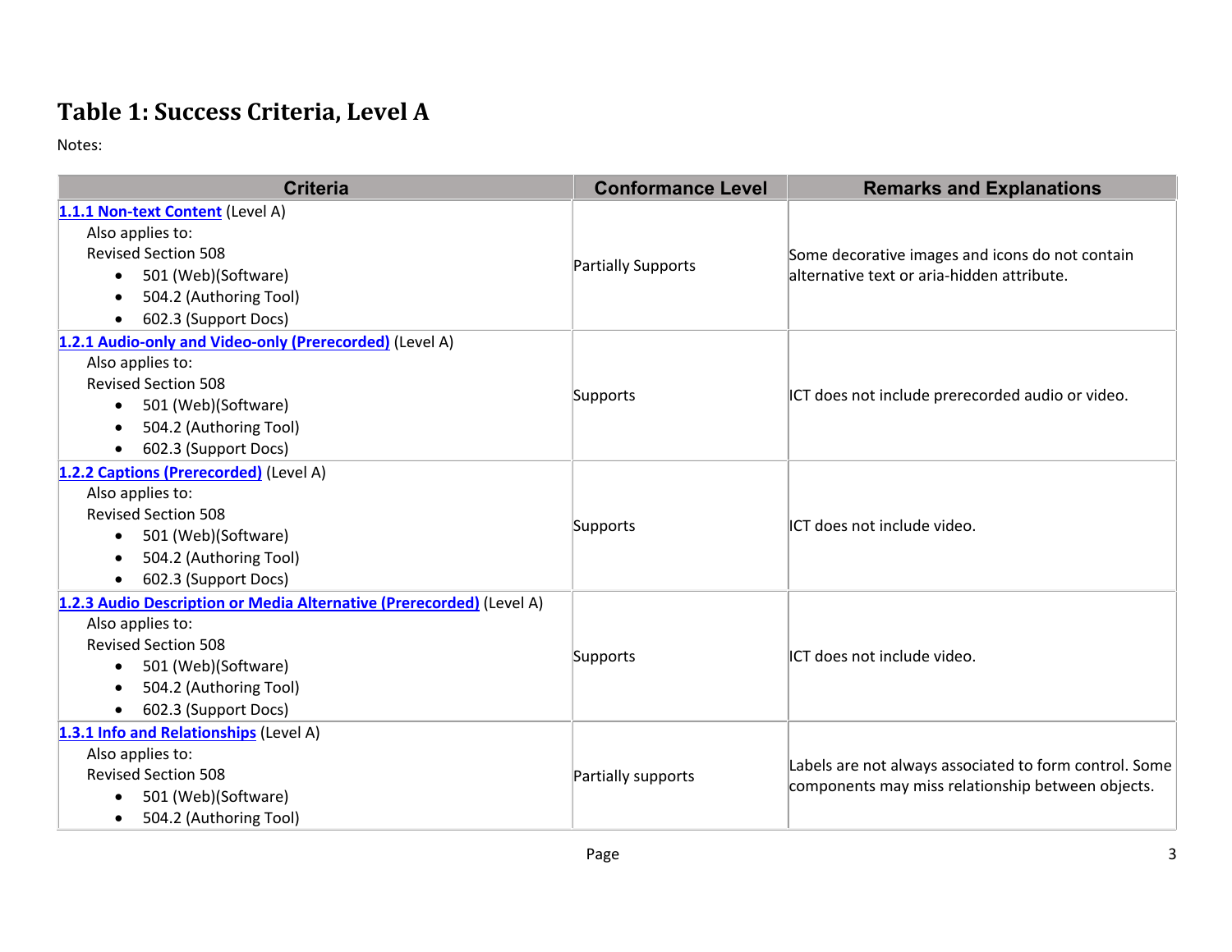# Table 1: Success Criteria, Level A

Notes:

| Criteria | Conformance Level | Remarks and Explanations |
|---|---|---|
| **1.1.1 Non-text Content** (Level A)<br>Also applies to:<br>Revised Section 508<br>• 501 (Web)(Software)<br>• 504.2 (Authoring Tool)<br>• 602.3 (Support Docs) | Partially Supports | Some decorative images and icons do not contain alternative text or aria-hidden attribute. |
| **1.2.1 Audio-only and Video-only (Prerecorded)** (Level A)<br>Also applies to:<br>Revised Section 508<br>• 501 (Web)(Software)<br>• 504.2 (Authoring Tool)<br>• 602.3 (Support Docs) | Supports | ICT does not include prerecorded audio or video. |
| **1.2.2 Captions (Prerecorded)** (Level A)<br>Also applies to:<br>Revised Section 508<br>• 501 (Web)(Software)<br>• 504.2 (Authoring Tool)<br>• 602.3 (Support Docs) | Supports | ICT does not include video. |
| **1.2.3 Audio Description or Media Alternative (Prerecorded)** (Level A)<br>Also applies to:<br>Revised Section 508<br>• 501 (Web)(Software)<br>• 504.2 (Authoring Tool)<br>• 602.3 (Support Docs) | Supports | ICT does not include video. |
| **1.3.1 Info and Relationships** (Level A)<br>Also applies to:<br>Revised Section 508<br>• 501 (Web)(Software)<br>• 504.2 (Authoring Tool) | Partially supports | Labels are not always associated to form control. Some components may miss relationship between objects. |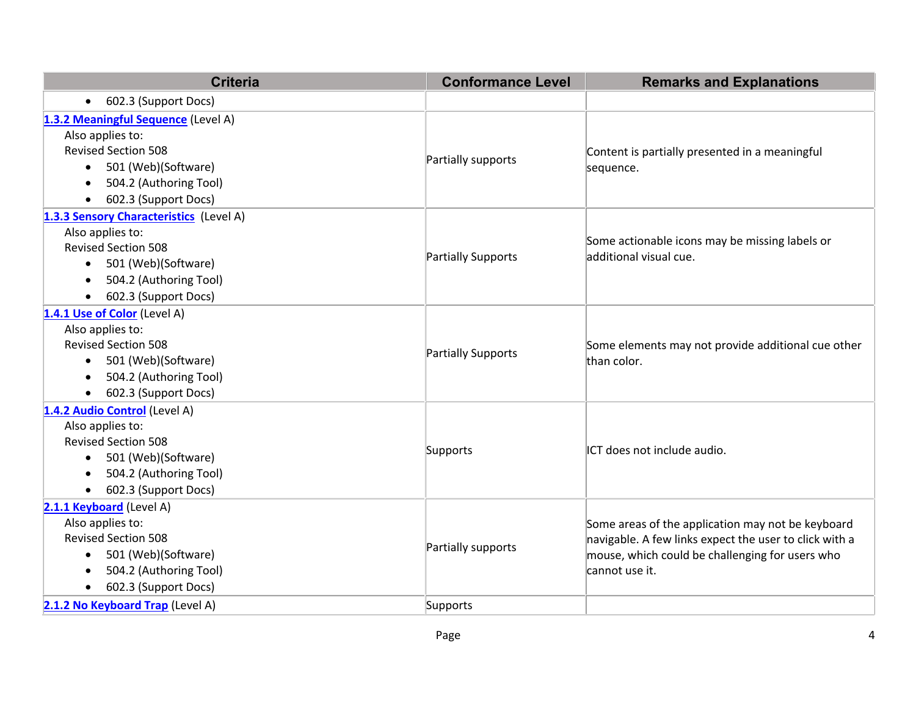| Criteria | Conformance Level | Remarks and Explanations |
|---|---|---|
| • 602.3 (Support Docs) | | |
| **1.3.2 Meaningful Sequence** (Level A)<br>Also applies to:<br>Revised Section 508<br>• 501 (Web)(Software)<br>• 504.2 (Authoring Tool)<br>• 602.3 (Support Docs) | Partially supports | Content is partially presented in a meaningful sequence. |
| **1.3.3 Sensory Characteristics** (Level A)<br>Also applies to:<br>Revised Section 508<br>• 501 (Web)(Software)<br>• 504.2 (Authoring Tool)<br>• 602.3 (Support Docs) | Partially Supports | Some actionable icons may be missing labels or additional visual cue. |
| **1.4.1 Use of Color** (Level A)<br>Also applies to:<br>Revised Section 508<br>• 501 (Web)(Software)<br>• 504.2 (Authoring Tool)<br>• 602.3 (Support Docs) | Partially Supports | Some elements may not provide additional cue other than color. |
| **1.4.2 Audio Control** (Level A)<br>Also applies to:<br>Revised Section 508<br>• 501 (Web)(Software)<br>• 504.2 (Authoring Tool)<br>• 602.3 (Support Docs) | Supports | ICT does not include audio. |
| **2.1.1 Keyboard** (Level A)<br>Also applies to:<br>Revised Section 508<br>• 501 (Web)(Software)<br>• 504.2 (Authoring Tool)<br>• 602.3 (Support Docs) | Partially supports | Some areas of the application may not be keyboard navigable. A few links expect the user to click with a mouse, which could be challenging for users who cannot use it. |
| **2.1.2 No Keyboard Trap** (Level A) | Supports | |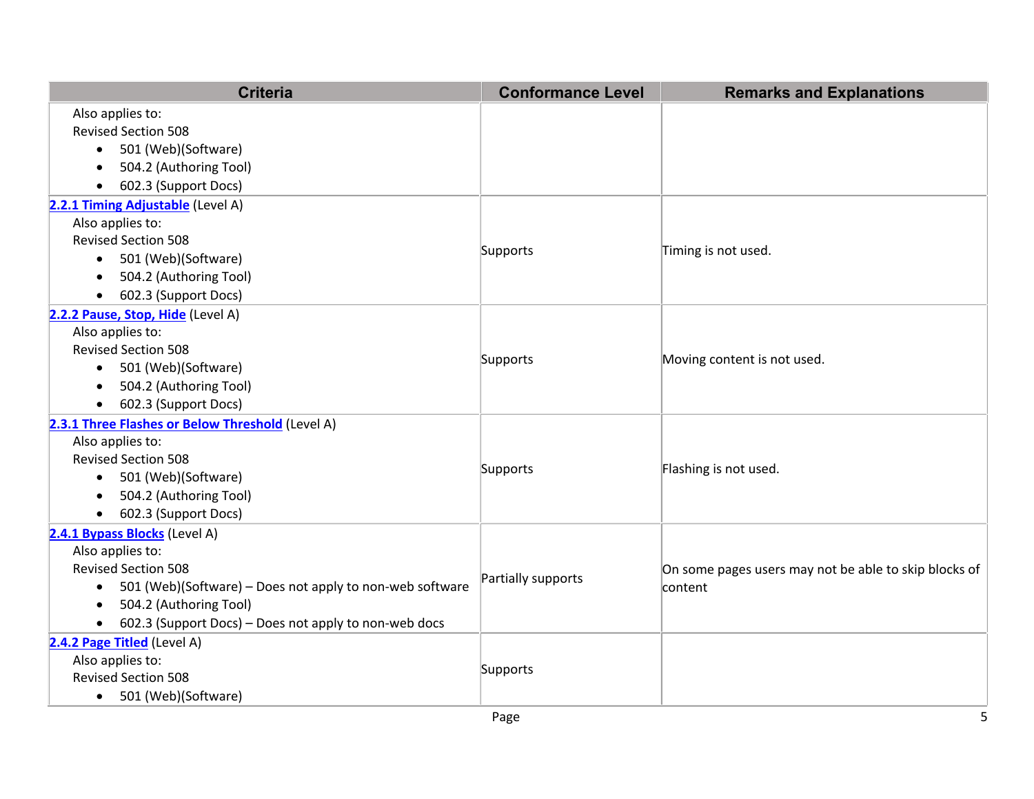| Criteria | Conformance Level | Remarks and Explanations |
|---|---|---|
| Also applies to:<br>Revised Section 508<br>• 501 (Web)(Software)<br>• 504.2 (Authoring Tool)<br>• 602.3 (Support Docs) | | |
| **2.2.1 Timing Adjustable** (Level A)<br>Also applies to:<br>Revised Section 508<br>• 501 (Web)(Software)<br>• 504.2 (Authoring Tool)<br>• 602.3 (Support Docs) | Supports | Timing is not used. |
| **2.2.2 Pause, Stop, Hide** (Level A)<br>Also applies to:<br>Revised Section 508<br>• 501 (Web)(Software)<br>• 504.2 (Authoring Tool)<br>• 602.3 (Support Docs) | Supports | Moving content is not used. |
| **2.3.1 Three Flashes or Below Threshold** (Level A)<br>Also applies to:<br>Revised Section 508<br>• 501 (Web)(Software)<br>• 504.2 (Authoring Tool)<br>• 602.3 (Support Docs) | Supports | Flashing is not used. |
| **2.4.1 Bypass Blocks** (Level A)<br>Also applies to:<br>Revised Section 508<br>• 501 (Web)(Software) – Does not apply to non-web software<br>• 504.2 (Authoring Tool)<br>• 602.3 (Support Docs) – Does not apply to non-web docs | Partially supports | On some pages users may not be able to skip blocks of content |
| **2.4.2 Page Titled** (Level A)<br>Also applies to:<br>Revised Section 508<br>• 501 (Web)(Software) | Supports | |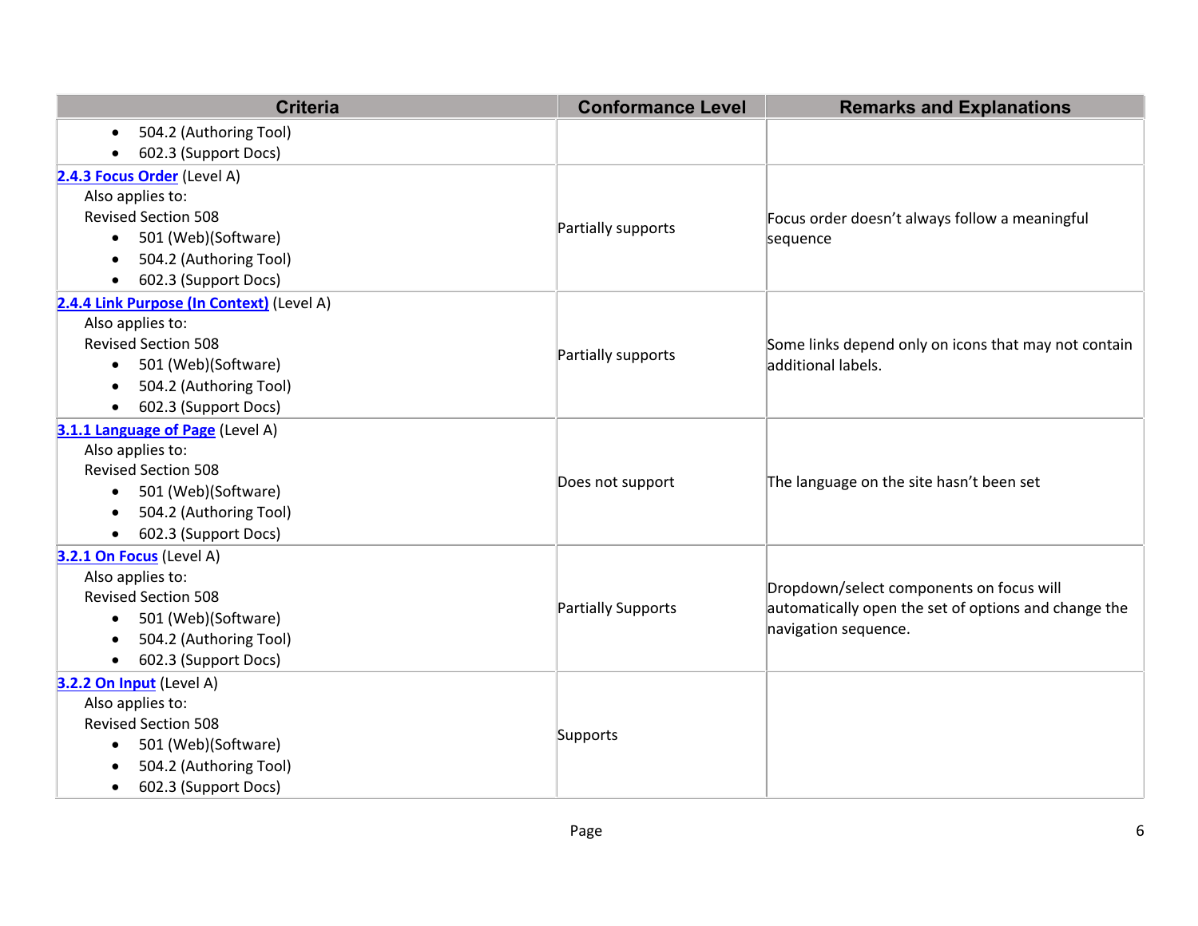| Criteria | Conformance Level | Remarks and Explanations |
|---|---|---|
| • 504.2 (Authoring Tool)<br>• 602.3 (Support Docs) | | |
| **2.4.3 Focus Order** (Level A)<br>Also applies to:<br>Revised Section 508<br>• 501 (Web)(Software)<br>• 504.2 (Authoring Tool)<br>• 602.3 (Support Docs) | Partially supports | Focus order doesn't always follow a meaningful sequence |
| **2.4.4 Link Purpose (In Context)** (Level A)<br>Also applies to:<br>Revised Section 508<br>• 501 (Web)(Software)<br>• 504.2 (Authoring Tool)<br>• 602.3 (Support Docs) | Partially supports | Some links depend only on icons that may not contain additional labels. |
| **3.1.1 Language of Page** (Level A)<br>Also applies to:<br>Revised Section 508<br>• 501 (Web)(Software)<br>• 504.2 (Authoring Tool)<br>• 602.3 (Support Docs) | Does not support | The language on the site hasn't been set |
| **3.2.1 On Focus** (Level A)<br>Also applies to:<br>Revised Section 508<br>• 501 (Web)(Software)<br>• 504.2 (Authoring Tool)<br>• 602.3 (Support Docs) | Partially Supports | Dropdown/select components on focus will automatically open the set of options and change the navigation sequence. |
| **3.2.2 On Input** (Level A)<br>Also applies to:<br>Revised Section 508<br>• 501 (Web)(Software)<br>• 504.2 (Authoring Tool)<br>• 602.3 (Support Docs) | Supports | |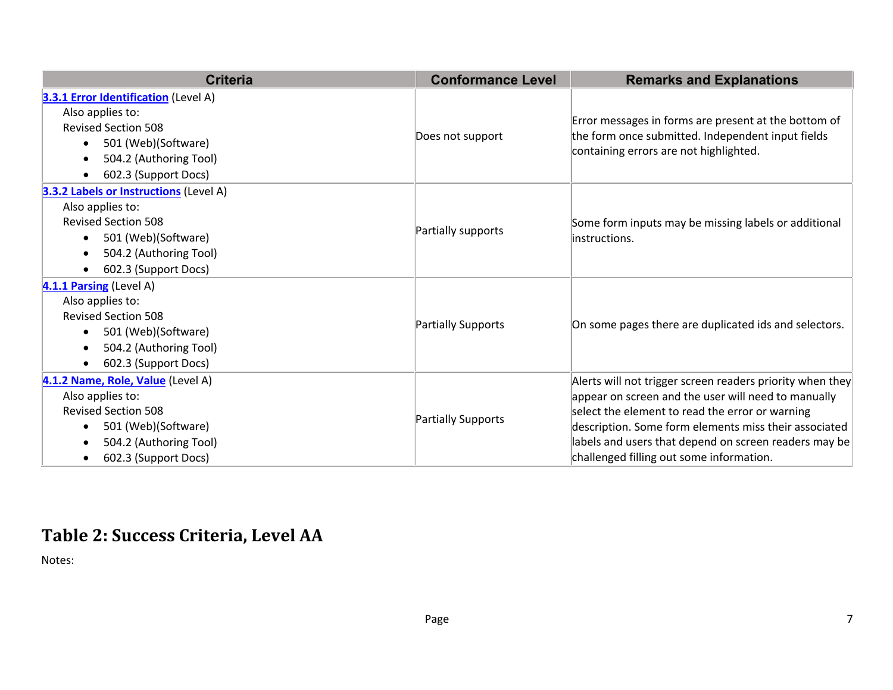| Criteria | Conformance Level | Remarks and Explanations |
|---|---|---|
| **[3.3.1 Error Identification]** (Level A)<br>Also applies to:<br>Revised Section 508<br>• 501 (Web)(Software)<br>• 504.2 (Authoring Tool)<br>• 602.3 (Support Docs) | Does not support | Error messages in forms are present at the bottom of the form once submitted. Independent input fields containing errors are not highlighted. |
| **[3.3.2 Labels or Instructions]** (Level A)<br>Also applies to:<br>Revised Section 508<br>• 501 (Web)(Software)<br>• 504.2 (Authoring Tool)<br>• 602.3 (Support Docs) | Partially supports | Some form inputs may be missing labels or additional instructions. |
| **[4.1.1 Parsing]** (Level A)<br>Also applies to:<br>Revised Section 508<br>• 501 (Web)(Software)<br>• 504.2 (Authoring Tool)<br>• 602.3 (Support Docs) | Partially Supports | On some pages there are duplicated ids and selectors. |
| **[4.1.2 Name, Role, Value]** (Level A)<br>Also applies to:<br>Revised Section 508<br>• 501 (Web)(Software)<br>• 504.2 (Authoring Tool)<br>• 602.3 (Support Docs) | Partially Supports | Alerts will not trigger screen readers priority when they appear on screen and the user will need to manually select the element to read the error or warning description. Some form elements miss their associated labels and users that depend on screen readers may be challenged filling out some information. |

## Table 2: Success Criteria, Level AA

Notes: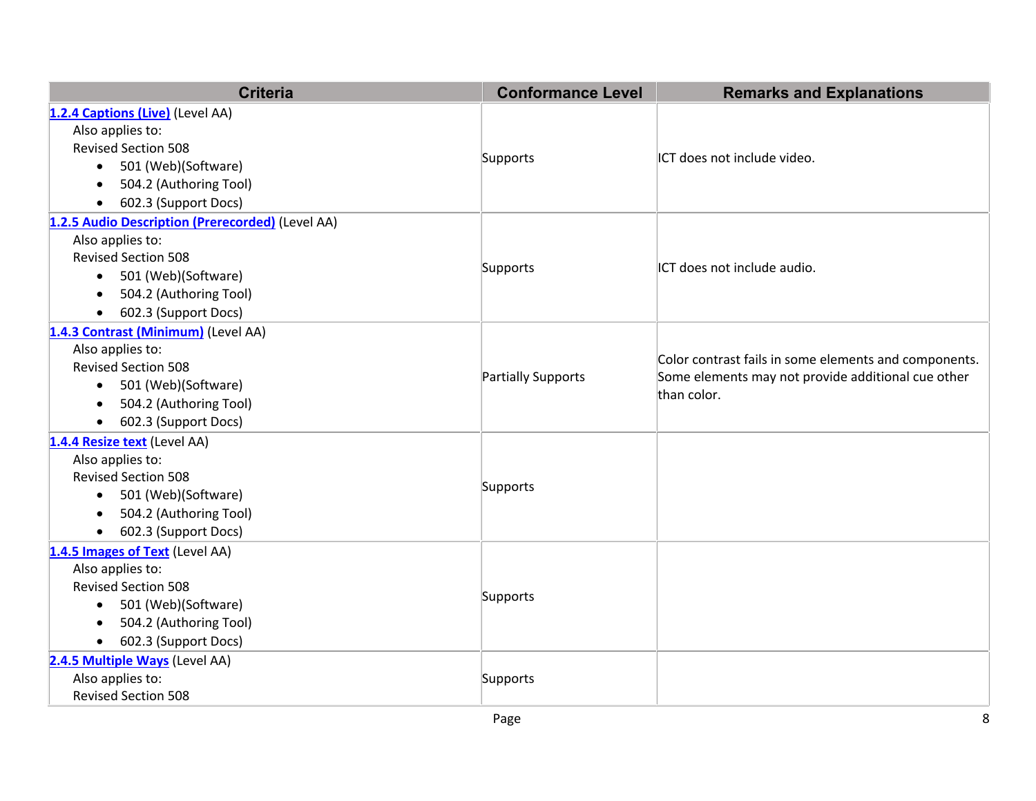| Criteria | Conformance Level | Remarks and Explanations |
|---|---|---|
| **1.2.4 Captions (Live)** (Level AA)<br>Also applies to:<br>Revised Section 508<br>• 501 (Web)(Software)<br>• 504.2 (Authoring Tool)<br>• 602.3 (Support Docs) | Supports | ICT does not include video. |
| **1.2.5 Audio Description (Prerecorded)** (Level AA)<br>Also applies to:<br>Revised Section 508<br>• 501 (Web)(Software)<br>• 504.2 (Authoring Tool)<br>• 602.3 (Support Docs) | Supports | ICT does not include audio. |
| **1.4.3 Contrast (Minimum)** (Level AA)<br>Also applies to:<br>Revised Section 508<br>• 501 (Web)(Software)<br>• 504.2 (Authoring Tool)<br>• 602.3 (Support Docs) | Partially Supports | Color contrast fails in some elements and components. Some elements may not provide additional cue other than color. |
| **1.4.4 Resize text** (Level AA)<br>Also applies to:<br>Revised Section 508<br>• 501 (Web)(Software)<br>• 504.2 (Authoring Tool)<br>• 602.3 (Support Docs) | Supports | |
| **1.4.5 Images of Text** (Level AA)<br>Also applies to:<br>Revised Section 508<br>• 501 (Web)(Software)<br>• 504.2 (Authoring Tool)<br>• 602.3 (Support Docs) | Supports | |
| **2.4.5 Multiple Ways** (Level AA)<br>Also applies to:<br>Revised Section 508 | Supports | |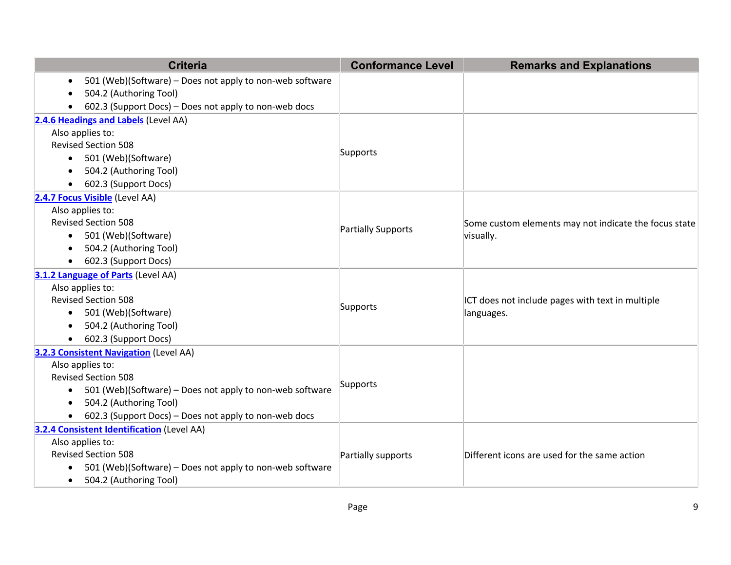| Criteria | Conformance Level | Remarks and Explanations |
|---|---|---|
| • 501 (Web)(Software) – Does not apply to non-web software<br>• 504.2 (Authoring Tool)<br>• 602.3 (Support Docs) – Does not apply to non-web docs | | |
| **2.4.6 Headings and Labels** (Level AA)<br>Also applies to:<br>Revised Section 508<br>• 501 (Web)(Software)<br>• 504.2 (Authoring Tool)<br>• 602.3 (Support Docs) | Supports | |
| **2.4.7 Focus Visible** (Level AA)<br>Also applies to:<br>Revised Section 508<br>• 501 (Web)(Software)<br>• 504.2 (Authoring Tool)<br>• 602.3 (Support Docs) | Partially Supports | Some custom elements may not indicate the focus state visually. |
| **3.1.2 Language of Parts** (Level AA)<br>Also applies to:<br>Revised Section 508<br>• 501 (Web)(Software)<br>• 504.2 (Authoring Tool)<br>• 602.3 (Support Docs) | Supports | ICT does not include pages with text in multiple languages. |
| **3.2.3 Consistent Navigation** (Level AA)<br>Also applies to:<br>Revised Section 508<br>• 501 (Web)(Software) – Does not apply to non-web software<br>• 504.2 (Authoring Tool)<br>• 602.3 (Support Docs) – Does not apply to non-web docs | Supports | |
| **3.2.4 Consistent Identification** (Level AA)<br>Also applies to:<br>Revised Section 508<br>• 501 (Web)(Software) – Does not apply to non-web software<br>• 504.2 (Authoring Tool) | Partially supports | Different icons are used for the same action |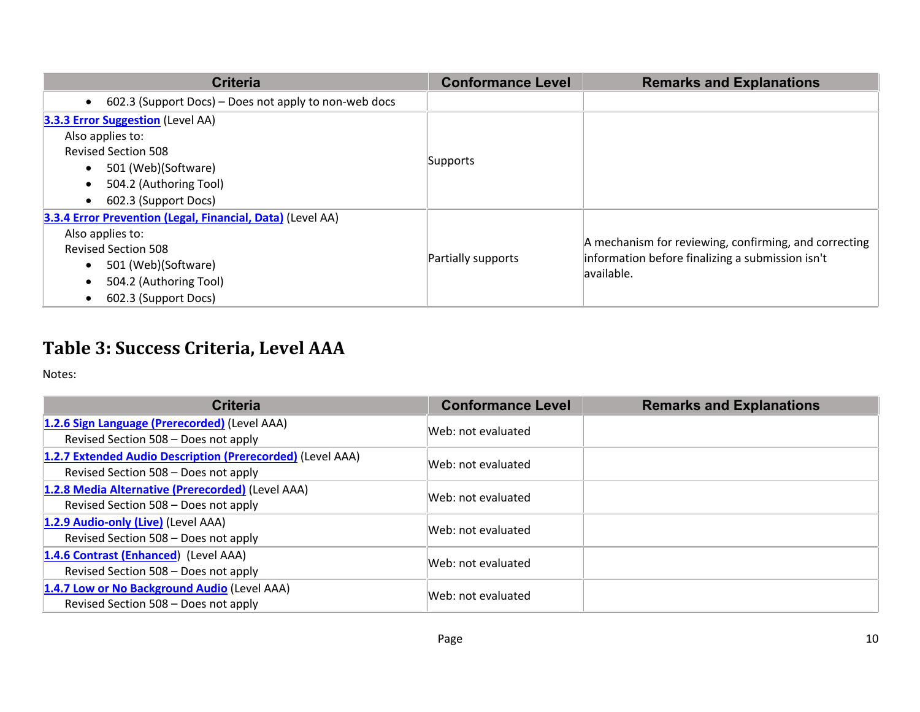| Criteria | Conformance Level | Remarks and Explanations |
|---|---|---|
| • 602.3 (Support Docs) – Does not apply to non-web docs | | |
| [3.3.3 Error Suggestion](#) (Level AA)<br>Also applies to:<br>Revised Section 508<br>• 501 (Web)(Software)<br>• 504.2 (Authoring Tool)<br>• 602.3 (Support Docs) | Supports | |
| [3.3.4 Error Prevention (Legal, Financial, Data)](#) (Level AA)<br>Also applies to:<br>Revised Section 508<br>• 501 (Web)(Software)<br>• 504.2 (Authoring Tool)<br>• 602.3 (Support Docs) | Partially supports | A mechanism for reviewing, confirming, and correcting information before finalizing a submission isn't available. |

## Table 3: Success Criteria, Level AAA

Notes:

| Criteria | Conformance Level | Remarks and Explanations |
|---|---|---|
| [1.2.6 Sign Language (Prerecorded)](#) (Level AAA)<br>Revised Section 508 – Does not apply | Web: not evaluated | |
| [1.2.7 Extended Audio Description (Prerecorded)](#) (Level AAA)<br>Revised Section 508 – Does not apply | Web: not evaluated | |
| [1.2.8 Media Alternative (Prerecorded)](#) (Level AAA)<br>Revised Section 508 – Does not apply | Web: not evaluated | |
| [1.2.9 Audio-only (Live)](#) (Level AAA)<br>Revised Section 508 – Does not apply | Web: not evaluated | |
| [1.4.6 Contrast (Enhanced](#)) (Level AAA)<br>Revised Section 508 – Does not apply | Web: not evaluated | |
| [1.4.7 Low or No Background Audio](#) (Level AAA)<br>Revised Section 508 – Does not apply | Web: not evaluated | |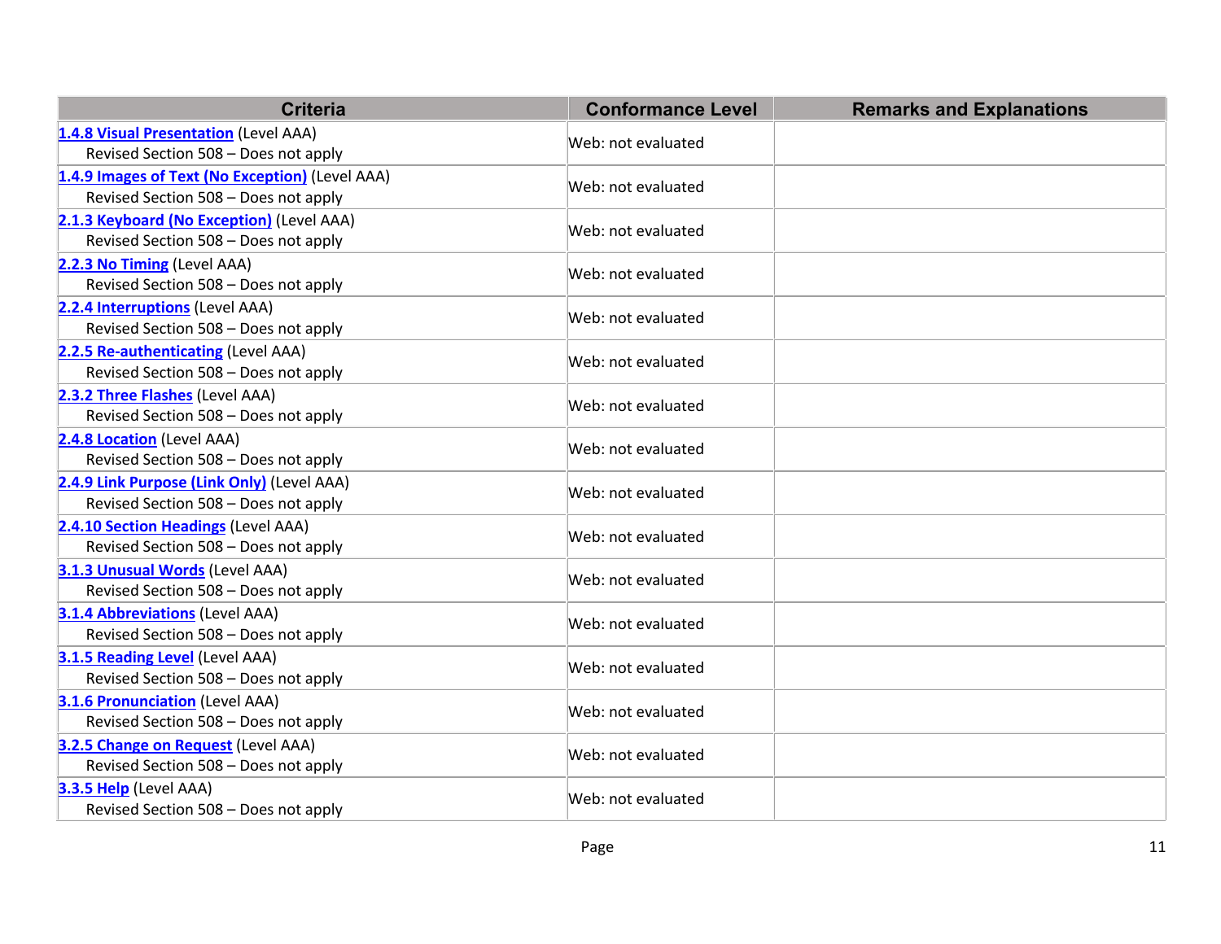| Criteria | Conformance Level | Remarks and Explanations |
| --- | --- | --- |
| 1.4.8 Visual Presentation (Level AAA)<br>Revised Section 508 – Does not apply | Web: not evaluated | |
| 1.4.9 Images of Text (No Exception) (Level AAA)<br>Revised Section 508 – Does not apply | Web: not evaluated | |
| 2.1.3 Keyboard (No Exception) (Level AAA)<br>Revised Section 508 – Does not apply | Web: not evaluated | |
| 2.2.3 No Timing (Level AAA)<br>Revised Section 508 – Does not apply | Web: not evaluated | |
| 2.2.4 Interruptions (Level AAA)<br>Revised Section 508 – Does not apply | Web: not evaluated | |
| 2.2.5 Re-authenticating (Level AAA)<br>Revised Section 508 – Does not apply | Web: not evaluated | |
| 2.3.2 Three Flashes (Level AAA)<br>Revised Section 508 – Does not apply | Web: not evaluated | |
| 2.4.8 Location (Level AAA)<br>Revised Section 508 – Does not apply | Web: not evaluated | |
| 2.4.9 Link Purpose (Link Only) (Level AAA)<br>Revised Section 508 – Does not apply | Web: not evaluated | |
| 2.4.10 Section Headings (Level AAA)<br>Revised Section 508 – Does not apply | Web: not evaluated | |
| 3.1.3 Unusual Words (Level AAA)<br>Revised Section 508 – Does not apply | Web: not evaluated | |
| 3.1.4 Abbreviations (Level AAA)<br>Revised Section 508 – Does not apply | Web: not evaluated | |
| 3.1.5 Reading Level (Level AAA)<br>Revised Section 508 – Does not apply | Web: not evaluated | |
| 3.1.6 Pronunciation (Level AAA)<br>Revised Section 508 – Does not apply | Web: not evaluated | |
| 3.2.5 Change on Request (Level AAA)<br>Revised Section 508 – Does not apply | Web: not evaluated | |
| 3.3.5 Help (Level AAA)<br>Revised Section 508 – Does not apply | Web: not evaluated | |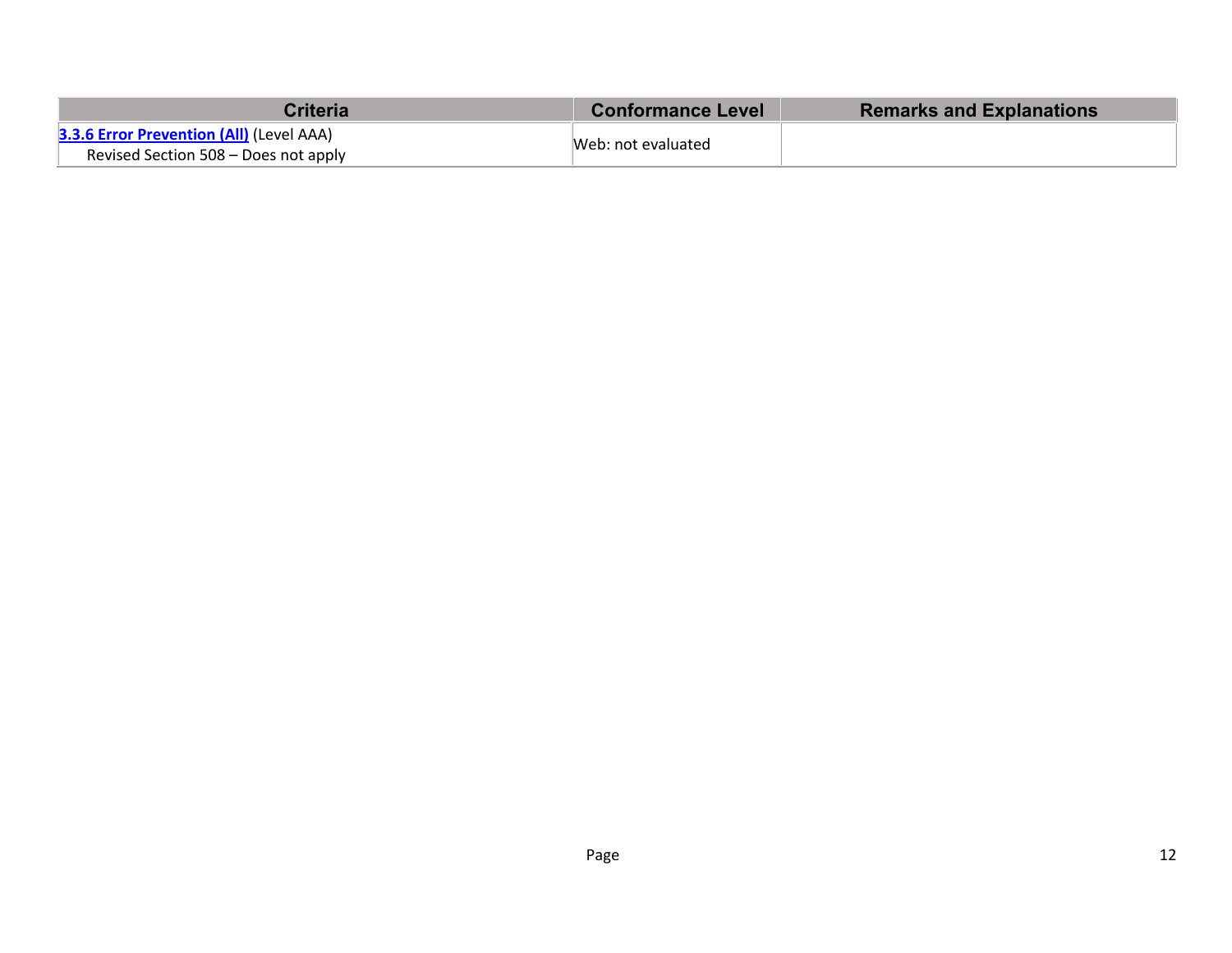| Criteria | Conformance Level | Remarks and Explanations |
|---|---|---|
| **3.3.6 Error Prevention (All)** (Level AAA)<br>Revised Section 508 – Does not apply | Web: not evaluated | |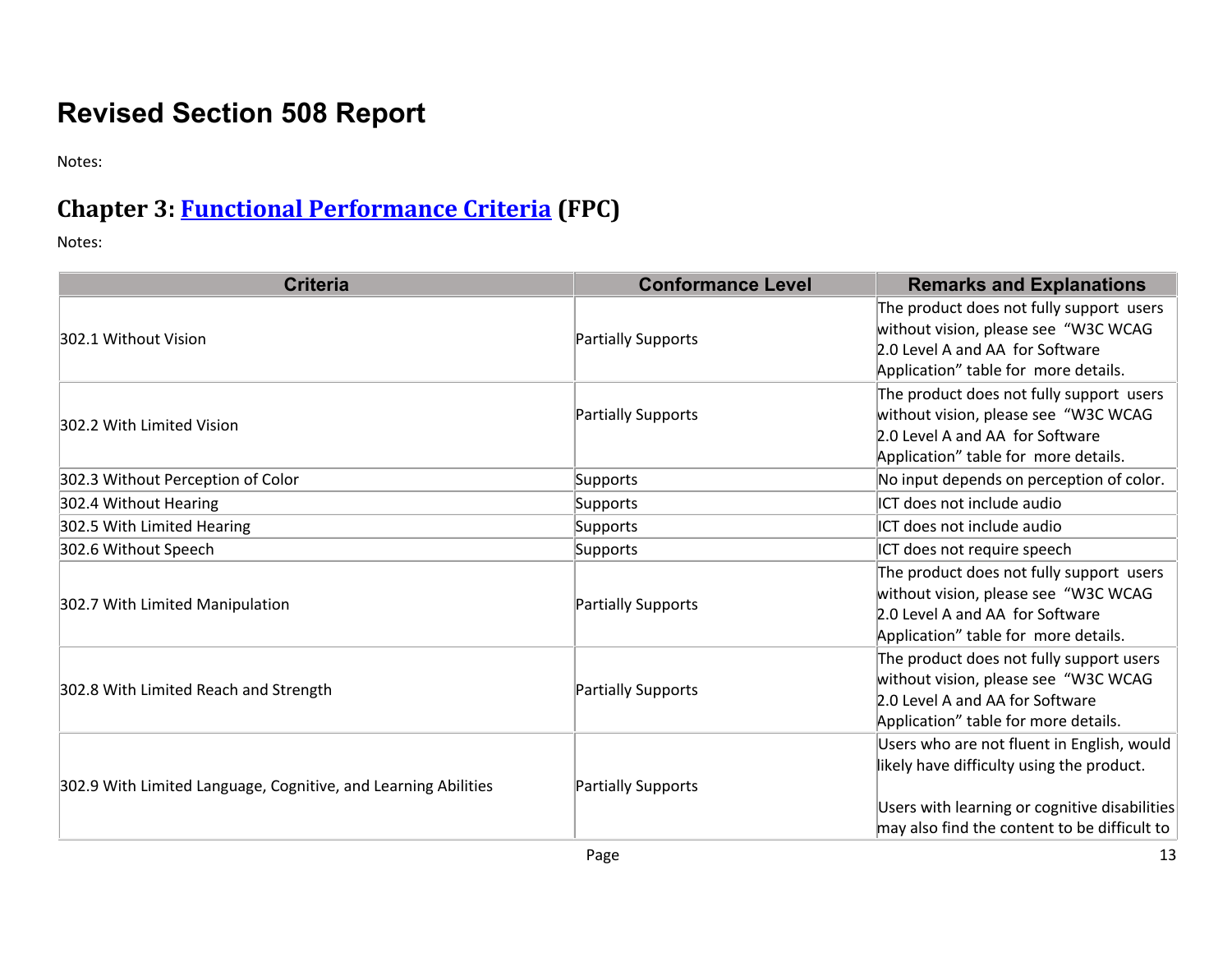# Revised Section 508 Report

Notes:

## Chapter 3: [Functional Performance Criteria](#) (FPC)

Notes:

| Criteria | Conformance Level | Remarks and Explanations |
|---|---|---|
| 302.1 Without Vision | Partially Supports | The product does not fully support users without vision, please see "W3C WCAG 2.0 Level A and AA for Software Application" table for more details. |
| 302.2 With Limited Vision | Partially Supports | The product does not fully support users without vision, please see "W3C WCAG 2.0 Level A and AA for Software Application" table for more details. |
| 302.3 Without Perception of Color | Supports | No input depends on perception of color. |
| 302.4 Without Hearing | Supports | ICT does not include audio |
| 302.5 With Limited Hearing | Supports | ICT does not include audio |
| 302.6 Without Speech | Supports | ICT does not require speech |
| 302.7 With Limited Manipulation | Partially Supports | The product does not fully support users without vision, please see "W3C WCAG 2.0 Level A and AA for Software Application" table for more details. |
| 302.8 With Limited Reach and Strength | Partially Supports | The product does not fully support users without vision, please see "W3C WCAG 2.0 Level A and AA for Software Application" table for more details. |
| 302.9 With Limited Language, Cognitive, and Learning Abilities | Partially Supports | Users who are not fluent in English, would likely have difficulty using the product.<br><br>Users with learning or cognitive disabilities may also find the content to be difficult to |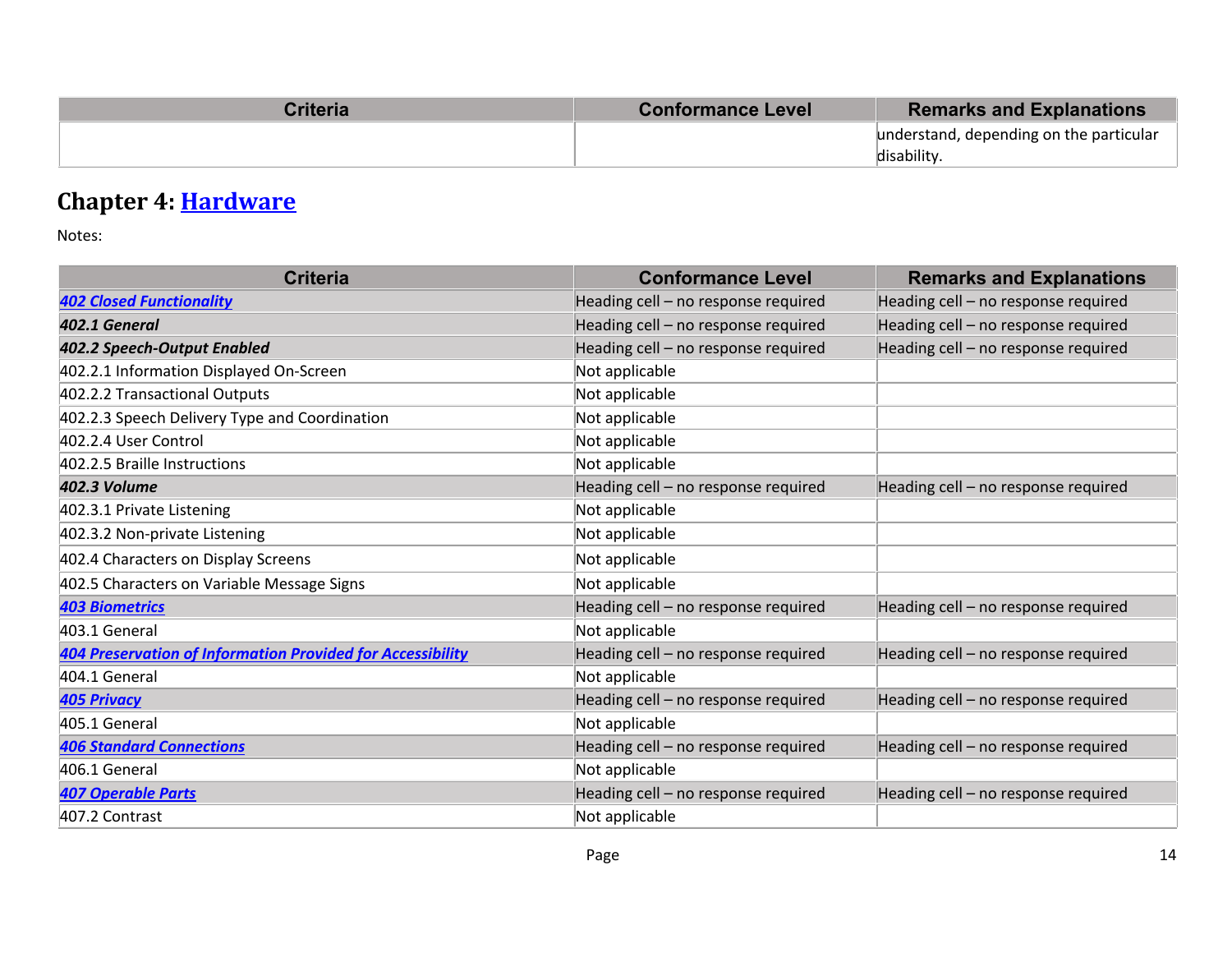| Criteria | Conformance Level | Remarks and Explanations |
| --- | --- | --- |
| | | understand, depending on the particular disability. |

## Chapter 4: Hardware

Notes:

| Criteria | Conformance Level | Remarks and Explanations |
| --- | --- | --- |
| ***402 Closed Functionality*** | Heading cell – no response required | Heading cell – no response required |
| ***402.1 General*** | Heading cell – no response required | Heading cell – no response required |
| ***402.2 Speech-Output Enabled*** | Heading cell – no response required | Heading cell – no response required |
| 402.2.1 Information Displayed On-Screen | Not applicable | |
| 402.2.2 Transactional Outputs | Not applicable | |
| 402.2.3 Speech Delivery Type and Coordination | Not applicable | |
| 402.2.4 User Control | Not applicable | |
| 402.2.5 Braille Instructions | Not applicable | |
| ***402.3 Volume*** | Heading cell – no response required | Heading cell – no response required |
| 402.3.1 Private Listening | Not applicable | |
| 402.3.2 Non-private Listening | Not applicable | |
| 402.4 Characters on Display Screens | Not applicable | |
| 402.5 Characters on Variable Message Signs | Not applicable | |
| ***403 Biometrics*** | Heading cell – no response required | Heading cell – no response required |
| 403.1 General | Not applicable | |
| ***404 Preservation of Information Provided for Accessibility*** | Heading cell – no response required | Heading cell – no response required |
| 404.1 General | Not applicable | |
| ***405 Privacy*** | Heading cell – no response required | Heading cell – no response required |
| 405.1 General | Not applicable | |
| ***406 Standard Connections*** | Heading cell – no response required | Heading cell – no response required |
| 406.1 General | Not applicable | |
| ***407 Operable Parts*** | Heading cell – no response required | Heading cell – no response required |
| 407.2 Contrast | Not applicable | |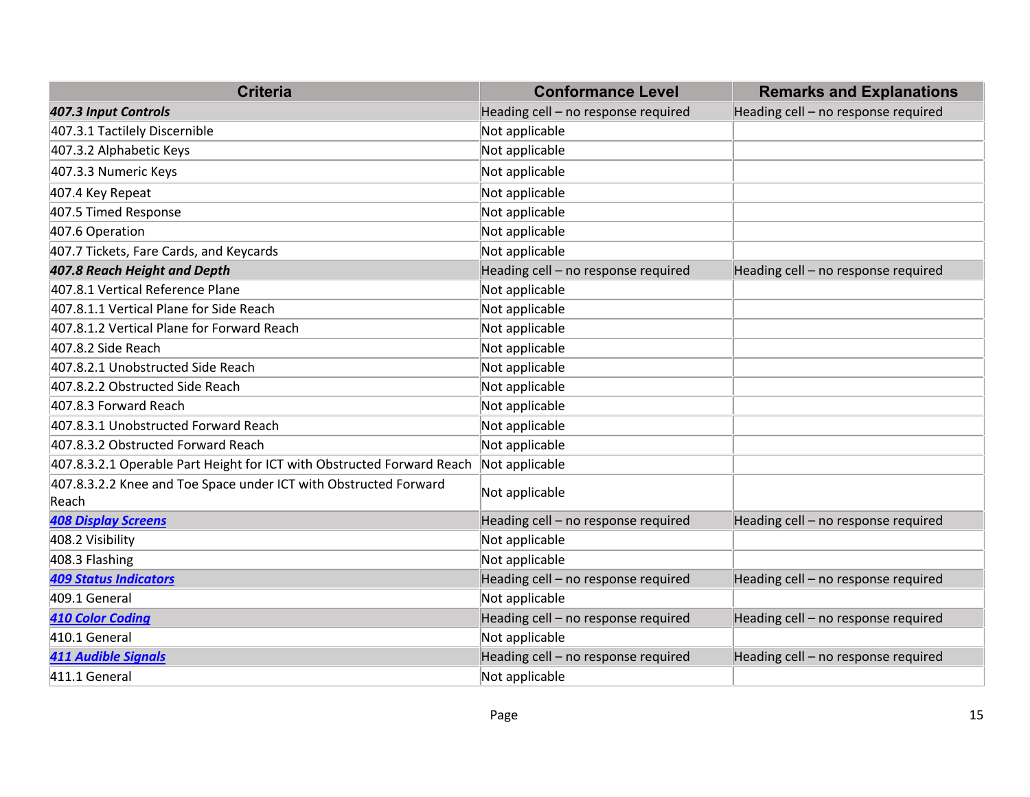| Criteria | Conformance Level | Remarks and Explanations |
|---|---|---|
| ***407.3 Input Controls*** | Heading cell – no response required | Heading cell – no response required |
| 407.3.1 Tactilely Discernible | Not applicable | |
| 407.3.2 Alphabetic Keys | Not applicable | |
| 407.3.3 Numeric Keys | Not applicable | |
| 407.4 Key Repeat | Not applicable | |
| 407.5 Timed Response | Not applicable | |
| 407.6 Operation | Not applicable | |
| 407.7 Tickets, Fare Cards, and Keycards | Not applicable | |
| ***407.8 Reach Height and Depth*** | Heading cell – no response required | Heading cell – no response required |
| 407.8.1 Vertical Reference Plane | Not applicable | |
| 407.8.1.1 Vertical Plane for Side Reach | Not applicable | |
| 407.8.1.2 Vertical Plane for Forward Reach | Not applicable | |
| 407.8.2 Side Reach | Not applicable | |
| 407.8.2.1 Unobstructed Side Reach | Not applicable | |
| 407.8.2.2 Obstructed Side Reach | Not applicable | |
| 407.8.3 Forward Reach | Not applicable | |
| 407.8.3.1 Unobstructed Forward Reach | Not applicable | |
| 407.8.3.2 Obstructed Forward Reach | Not applicable | |
| 407.8.3.2.1 Operable Part Height for ICT with Obstructed Forward Reach | Not applicable | |
| 407.8.3.2.2 Knee and Toe Space under ICT with Obstructed Forward Reach | Not applicable | |
| ***408 Display Screens*** | Heading cell – no response required | Heading cell – no response required |
| 408.2 Visibility | Not applicable | |
| 408.3 Flashing | Not applicable | |
| ***409 Status Indicators*** | Heading cell – no response required | Heading cell – no response required |
| 409.1 General | Not applicable | |
| ***410 Color Coding*** | Heading cell – no response required | Heading cell – no response required |
| 410.1 General | Not applicable | |
| ***411 Audible Signals*** | Heading cell – no response required | Heading cell – no response required |
| 411.1 General | Not applicable | |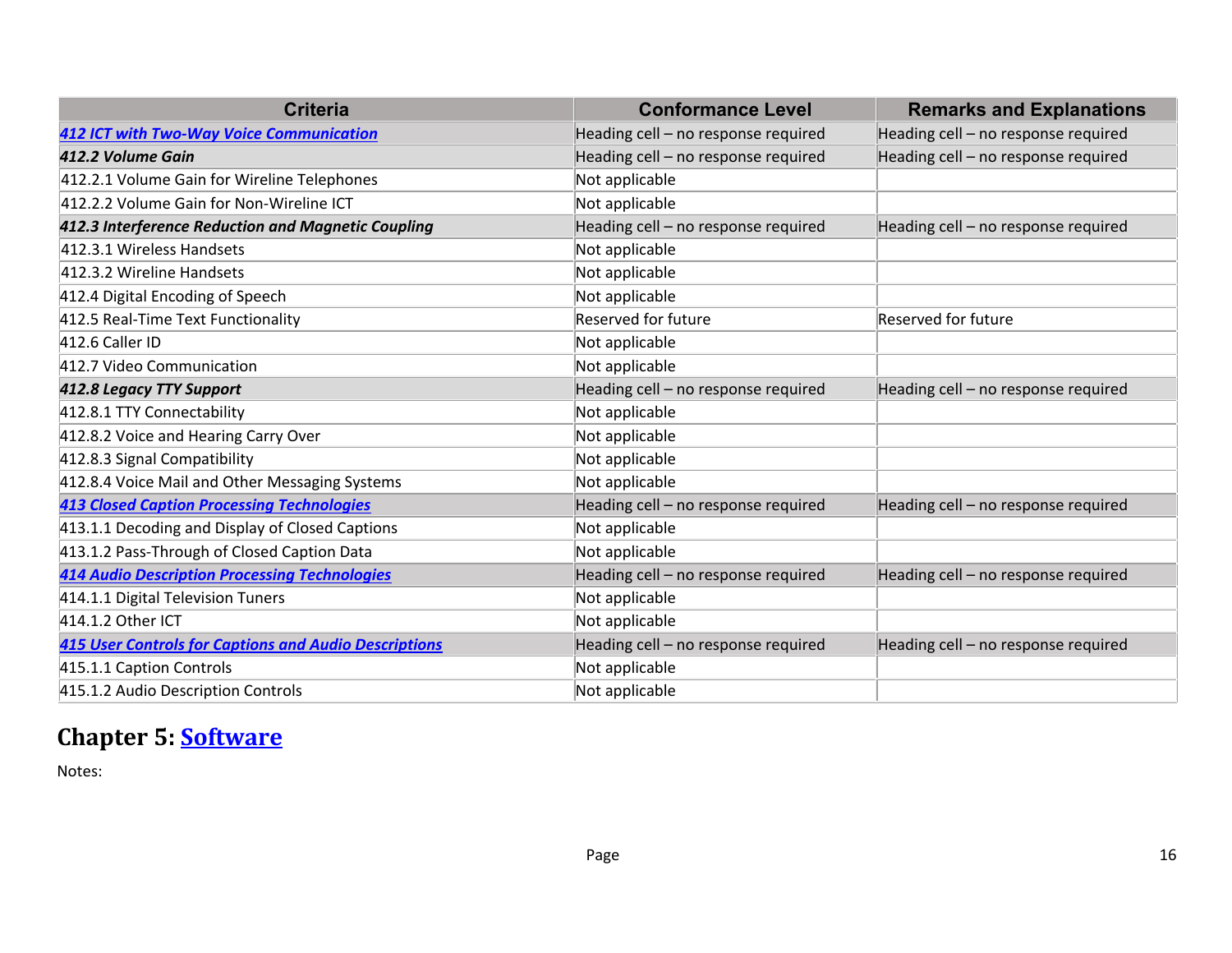| Criteria | Conformance Level | Remarks and Explanations |
| --- | --- | --- |
| ***412 ICT with Two-Way Voice Communication*** | Heading cell – no response required | Heading cell – no response required |
| ***412.2 Volume Gain*** | Heading cell – no response required | Heading cell – no response required |
| 412.2.1 Volume Gain for Wireline Telephones | Not applicable | |
| 412.2.2 Volume Gain for Non-Wireline ICT | Not applicable | |
| ***412.3 Interference Reduction and Magnetic Coupling*** | Heading cell – no response required | Heading cell – no response required |
| 412.3.1 Wireless Handsets | Not applicable | |
| 412.3.2 Wireline Handsets | Not applicable | |
| 412.4 Digital Encoding of Speech | Not applicable | |
| 412.5 Real-Time Text Functionality | Reserved for future | Reserved for future |
| 412.6 Caller ID | Not applicable | |
| 412.7 Video Communication | Not applicable | |
| ***412.8 Legacy TTY Support*** | Heading cell – no response required | Heading cell – no response required |
| 412.8.1 TTY Connectability | Not applicable | |
| 412.8.2 Voice and Hearing Carry Over | Not applicable | |
| 412.8.3 Signal Compatibility | Not applicable | |
| 412.8.4 Voice Mail and Other Messaging Systems | Not applicable | |
| ***413 Closed Caption Processing Technologies*** | Heading cell – no response required | Heading cell – no response required |
| 413.1.1 Decoding and Display of Closed Captions | Not applicable | |
| 413.1.2 Pass-Through of Closed Caption Data | Not applicable | |
| ***414 Audio Description Processing Technologies*** | Heading cell – no response required | Heading cell – no response required |
| 414.1.1 Digital Television Tuners | Not applicable | |
| 414.1.2 Other ICT | Not applicable | |
| ***415 User Controls for Captions and Audio Descriptions*** | Heading cell – no response required | Heading cell – no response required |
| 415.1.1 Caption Controls | Not applicable | |
| 415.1.2 Audio Description Controls | Not applicable | |

## Chapter 5: Software

Notes: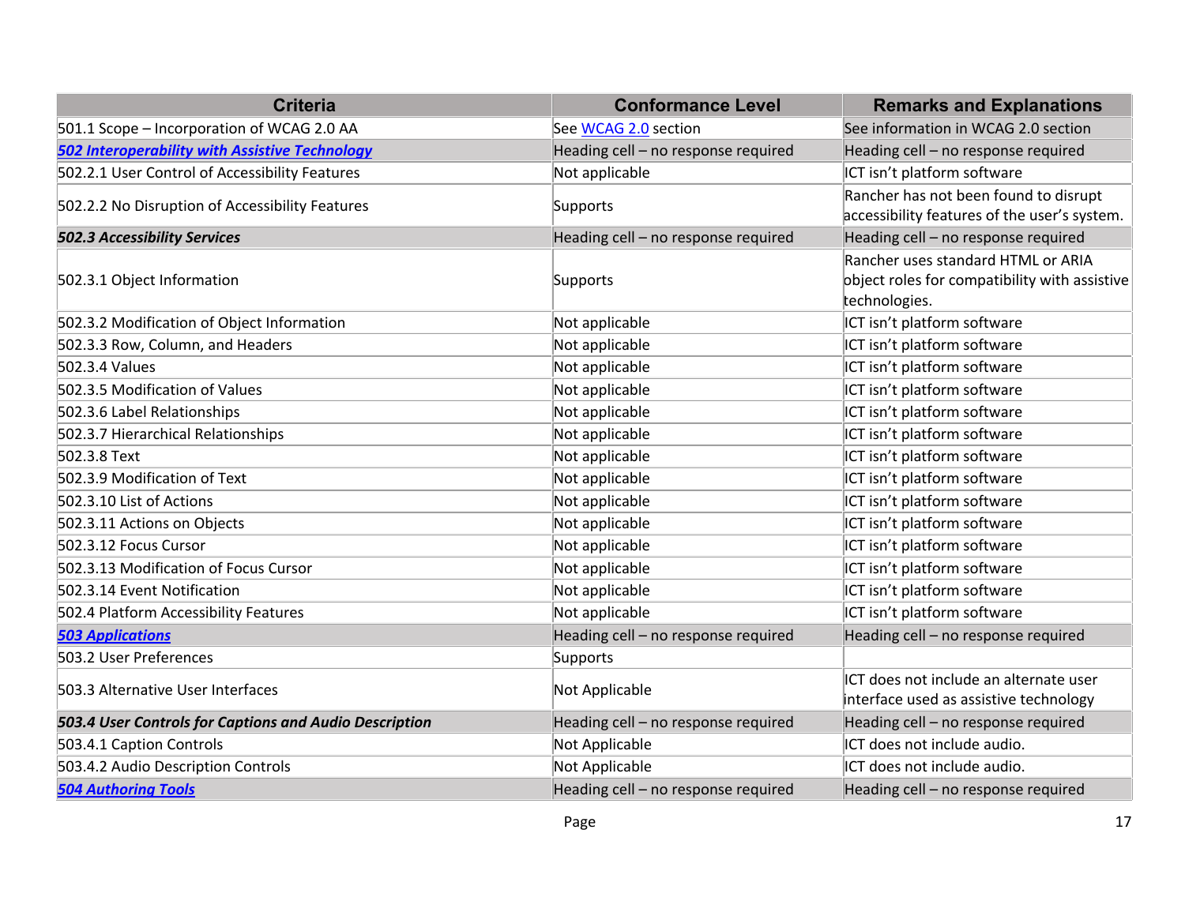| Criteria | Conformance Level | Remarks and Explanations |
| --- | --- | --- |
| 501.1 Scope – Incorporation of WCAG 2.0 AA | See WCAG 2.0 section | See information in WCAG 2.0 section |
| ***502 Interoperability with Assistive Technology*** | Heading cell – no response required | Heading cell – no response required |
| 502.2.1 User Control of Accessibility Features | Not applicable | ICT isn't platform software |
| 502.2.2 No Disruption of Accessibility Features | Supports | Rancher has not been found to disrupt accessibility features of the user's system. |
| ***502.3 Accessibility Services*** | Heading cell – no response required | Heading cell – no response required |
| 502.3.1 Object Information | Supports | Rancher uses standard HTML or ARIA object roles for compatibility with assistive technologies. |
| 502.3.2 Modification of Object Information | Not applicable | ICT isn't platform software |
| 502.3.3 Row, Column, and Headers | Not applicable | ICT isn't platform software |
| 502.3.4 Values | Not applicable | ICT isn't platform software |
| 502.3.5 Modification of Values | Not applicable | ICT isn't platform software |
| 502.3.6 Label Relationships | Not applicable | ICT isn't platform software |
| 502.3.7 Hierarchical Relationships | Not applicable | ICT isn't platform software |
| 502.3.8 Text | Not applicable | ICT isn't platform software |
| 502.3.9 Modification of Text | Not applicable | ICT isn't platform software |
| 502.3.10 List of Actions | Not applicable | ICT isn't platform software |
| 502.3.11 Actions on Objects | Not applicable | ICT isn't platform software |
| 502.3.12 Focus Cursor | Not applicable | ICT isn't platform software |
| 502.3.13 Modification of Focus Cursor | Not applicable | ICT isn't platform software |
| 502.3.14 Event Notification | Not applicable | ICT isn't platform software |
| 502.4 Platform Accessibility Features | Not applicable | ICT isn't platform software |
| ***503 Applications*** | Heading cell – no response required | Heading cell – no response required |
| 503.2 User Preferences | Supports | |
| 503.3 Alternative User Interfaces | Not Applicable | ICT does not include an alternate user interface used as assistive technology |
| ***503.4 User Controls for Captions and Audio Description*** | Heading cell – no response required | Heading cell – no response required |
| 503.4.1 Caption Controls | Not Applicable | ICT does not include audio. |
| 503.4.2 Audio Description Controls | Not Applicable | ICT does not include audio. |
| ***504 Authoring Tools*** | Heading cell – no response required | Heading cell – no response required |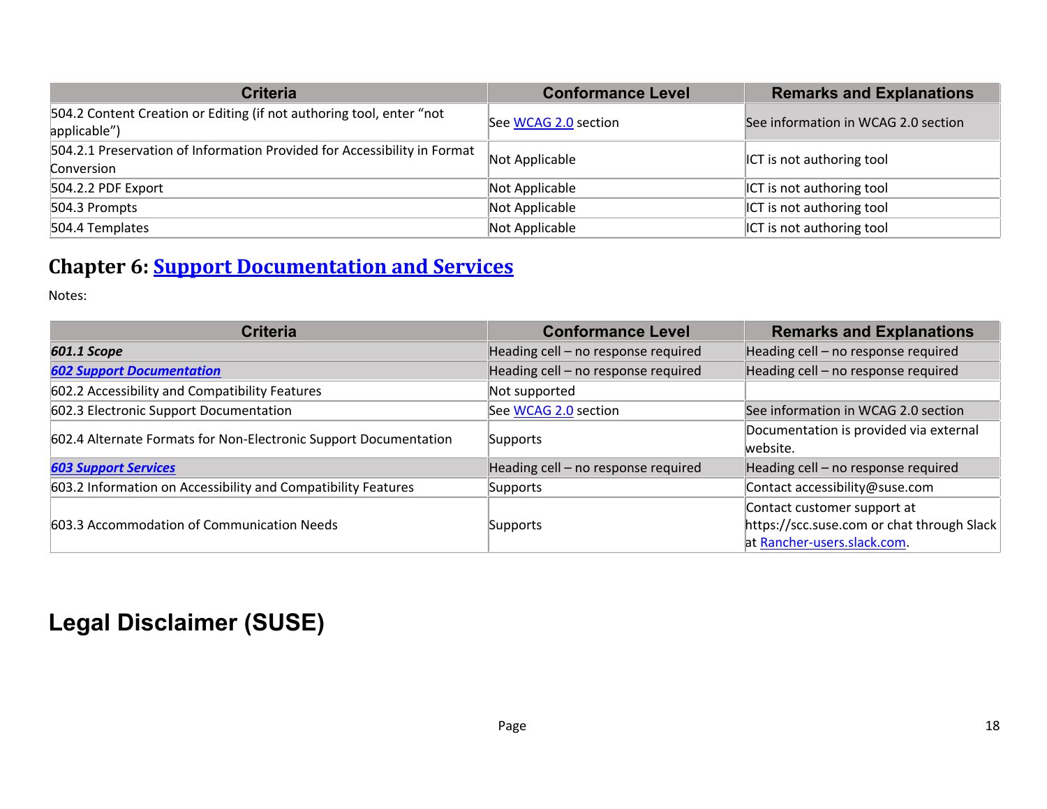| Criteria | Conformance Level | Remarks and Explanations |
| --- | --- | --- |
| 504.2 Content Creation or Editing (if not authoring tool, enter “not applicable”) | See [WCAG 2.0](#) section | See information in WCAG 2.0 section |
| 504.2.1 Preservation of Information Provided for Accessibility in Format Conversion | Not Applicable | ICT is not authoring tool |
| 504.2.2 PDF Export | Not Applicable | ICT is not authoring tool |
| 504.3 Prompts | Not Applicable | ICT is not authoring tool |
| 504.4 Templates | Not Applicable | ICT is not authoring tool |

## Chapter 6: [Support Documentation and Services](#)

Notes:

| Criteria | Conformance Level | Remarks and Explanations |
| --- | --- | --- |
| ***601.1 Scope*** | Heading cell – no response required | Heading cell – no response required |
| ***[602 Support Documentation](#)*** | Heading cell – no response required | Heading cell – no response required |
| 602.2 Accessibility and Compatibility Features | Not supported | |
| 602.3 Electronic Support Documentation | See [WCAG 2.0](#) section | See information in WCAG 2.0 section |
| 602.4 Alternate Formats for Non-Electronic Support Documentation | Supports | Documentation is provided via external website. |
| ***[603 Support Services](#)*** | Heading cell – no response required | Heading cell – no response required |
| 603.2 Information on Accessibility and Compatibility Features | Supports | Contact accessibility@suse.com |
| 603.3 Accommodation of Communication Needs | Supports | Contact customer support at https://scc.suse.com or chat through Slack at [Rancher-users.slack.com](#). |

# Legal Disclaimer (SUSE)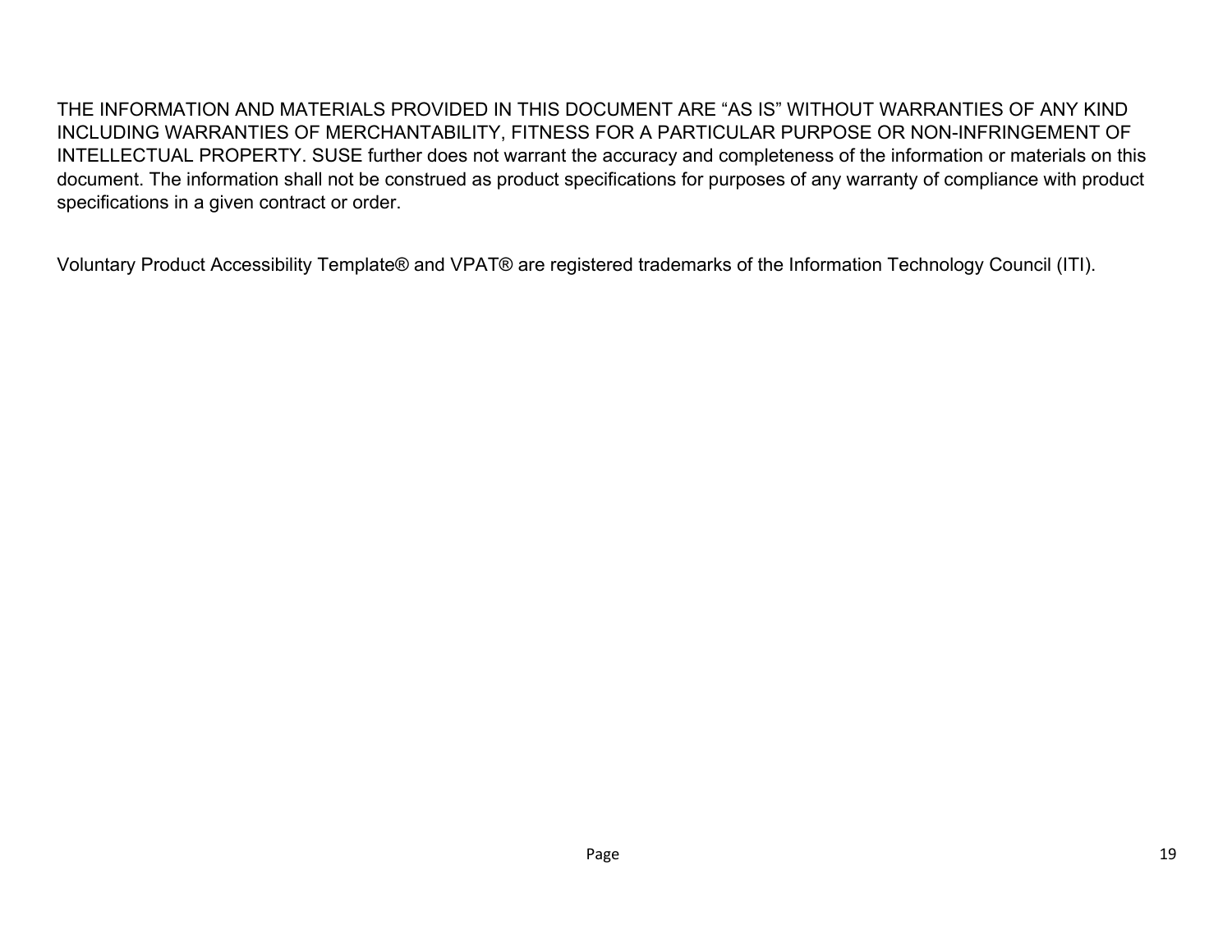THE INFORMATION AND MATERIALS PROVIDED IN THIS DOCUMENT ARE “AS IS” WITHOUT WARRANTIES OF ANY KIND INCLUDING WARRANTIES OF MERCHANTABILITY, FITNESS FOR A PARTICULAR PURPOSE OR NON-INFRINGEMENT OF INTELLECTUAL PROPERTY. SUSE further does not warrant the accuracy and completeness of the information or materials on this document. The information shall not be construed as product specifications for purposes of any warranty of compliance with product specifications in a given contract or order.

Voluntary Product Accessibility Template® and VPAT® are registered trademarks of the Information Technology Council (ITI).